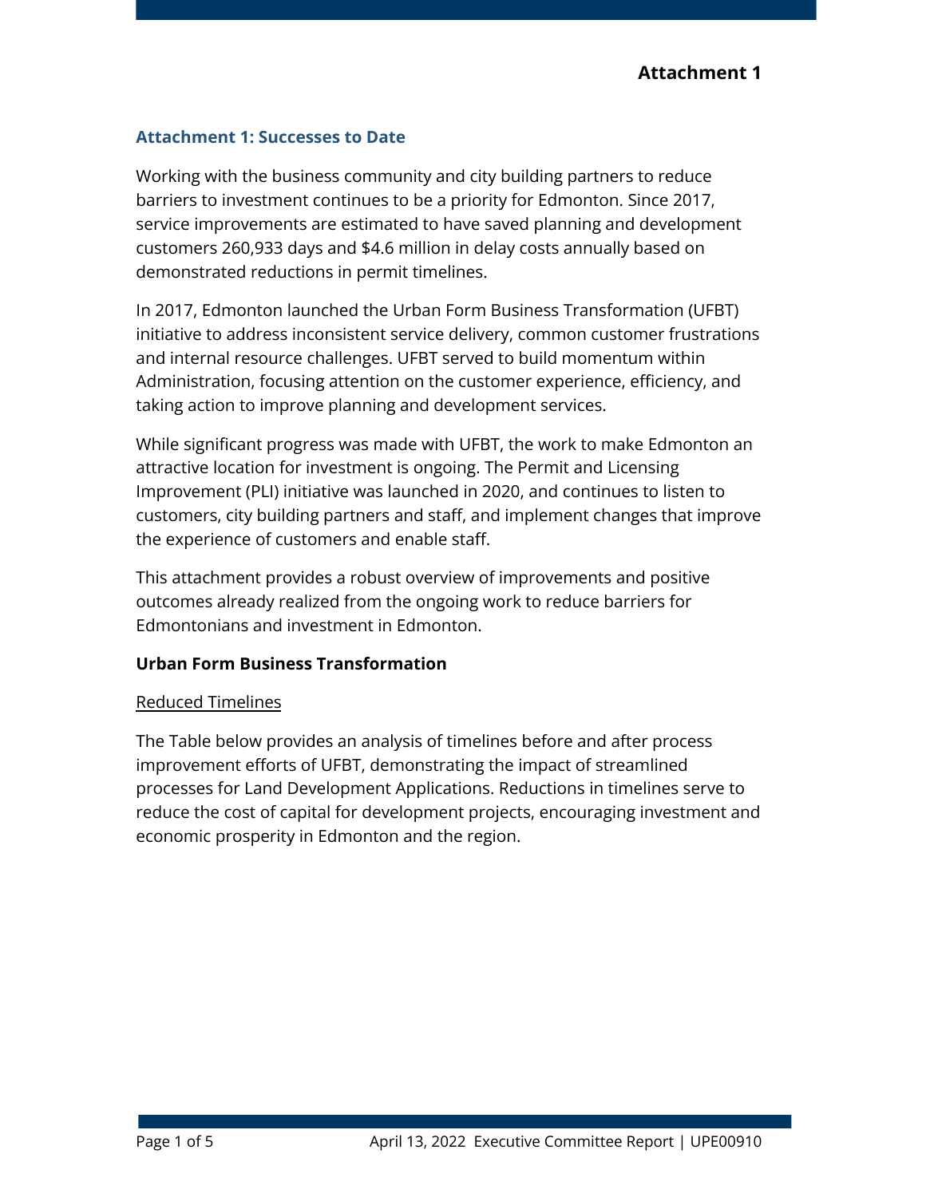**Attachment 1**

## Attachment 1: Successes to Date

Working with the business community and city building partners to reduce barriers to investment continues to be a priority for Edmonton. Since 2017, service improvements are estimated to have saved planning and development customers 260,933 days and $4.6 million in delay costs annually based on demonstrated reductions in permit timelines.

In 2017, Edmonton launched the Urban Form Business Transformation (UFBT) initiative to address inconsistent service delivery, common customer frustrations and internal resource challenges. UFBT served to build momentum within Administration, focusing attention on the customer experience, efficiency, and taking action to improve planning and development services.

While significant progress was made with UFBT, the work to make Edmonton an attractive location for investment is ongoing. The Permit and Licensing Improvement (PLI) initiative was launched in 2020, and continues to listen to customers, city building partners and staff, and implement changes that improve the experience of customers and enable staff.

This attachment provides a robust overview of improvements and positive outcomes already realized from the ongoing work to reduce barriers for Edmontonians and investment in Edmonton.

### Urban Form Business Transformation

<u>Reduced Timelines</u>

The Table below provides an analysis of timelines before and after process improvement efforts of UFBT, demonstrating the impact of streamlined processes for Land Development Applications. Reductions in timelines serve to reduce the cost of capital for development projects, encouraging investment and economic prosperity in Edmonton and the region.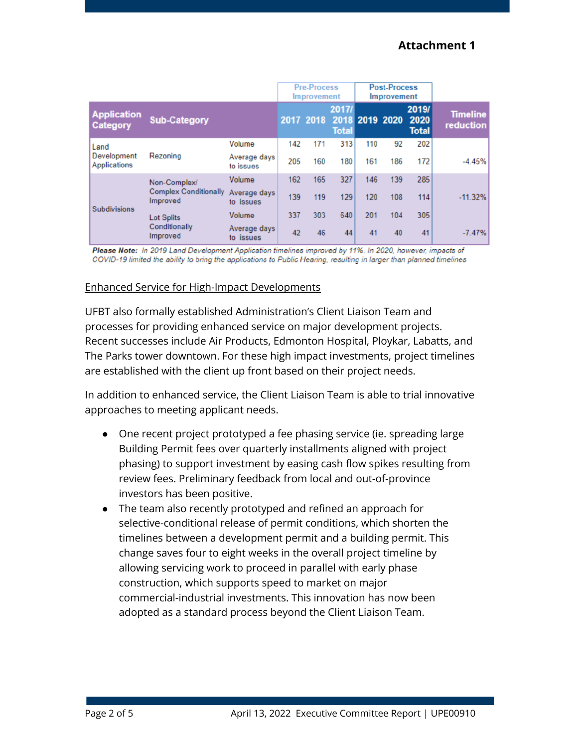**Attachment 1**

| | | | Pre-Process Improvement | | | Post-Process Improvement | | | |
|---|---|---|---|---|---|---|---|---|---|
| Application Category | Sub-Category | | 2017 | 2018 | 2017/ 2018 Total | 2019 | 2020 | 2019/ 2020 Total | Timeline reduction |
| Land Development Applications | Rezoning | Volume | 142 | 171 | 313 | 110 | 92 | 202 | |
| | | Average days to issues | 205 | 160 | 180 | 161 | 186 | 172 | -4.45% |
| Subdivisions | Non-Complex/ Complex Conditionally Improved | Volume | 162 | 165 | 327 | 146 | 139 | 285 | |
| | | Average days to issues | 139 | 119 | 129 | 120 | 108 | 114 | -11.32% |
| | Lot Splits Conditionally Improved | Volume | 337 | 303 | 640 | 201 | 104 | 305 | |
| | | Average days to issues | 42 | 46 | 44 | 41 | 40 | 41 | -7.47% |

***Please Note:*** *In 2019 Land Development Application timelines improved by 11%. In 2020, however, impacts of COVID-19 limited the ability to bring the applications to Public Hearing, resulting in larger than planned timelines*

<u>Enhanced Service for High-Impact Developments</u>

UFBT also formally established Administration's Client Liaison Team and processes for providing enhanced service on major development projects. Recent successes include Air Products, Edmonton Hospital, Ploykar, Labatts, and The Parks tower downtown. For these high impact investments, project timelines are established with the client up front based on their project needs.

In addition to enhanced service, the Client Liaison Team is able to trial innovative approaches to meeting applicant needs.

- One recent project prototyped a fee phasing service (ie. spreading large Building Permit fees over quarterly installments aligned with project phasing) to support investment by easing cash flow spikes resulting from review fees. Preliminary feedback from local and out-of-province investors has been positive.
- The team also recently prototyped and refined an approach for selective-conditional release of permit conditions, which shorten the timelines between a development permit and a building permit. This change saves four to eight weeks in the overall project timeline by allowing servicing work to proceed in parallel with early phase construction, which supports speed to market on major commercial-industrial investments. This innovation has now been adopted as a standard process beyond the Client Liaison Team.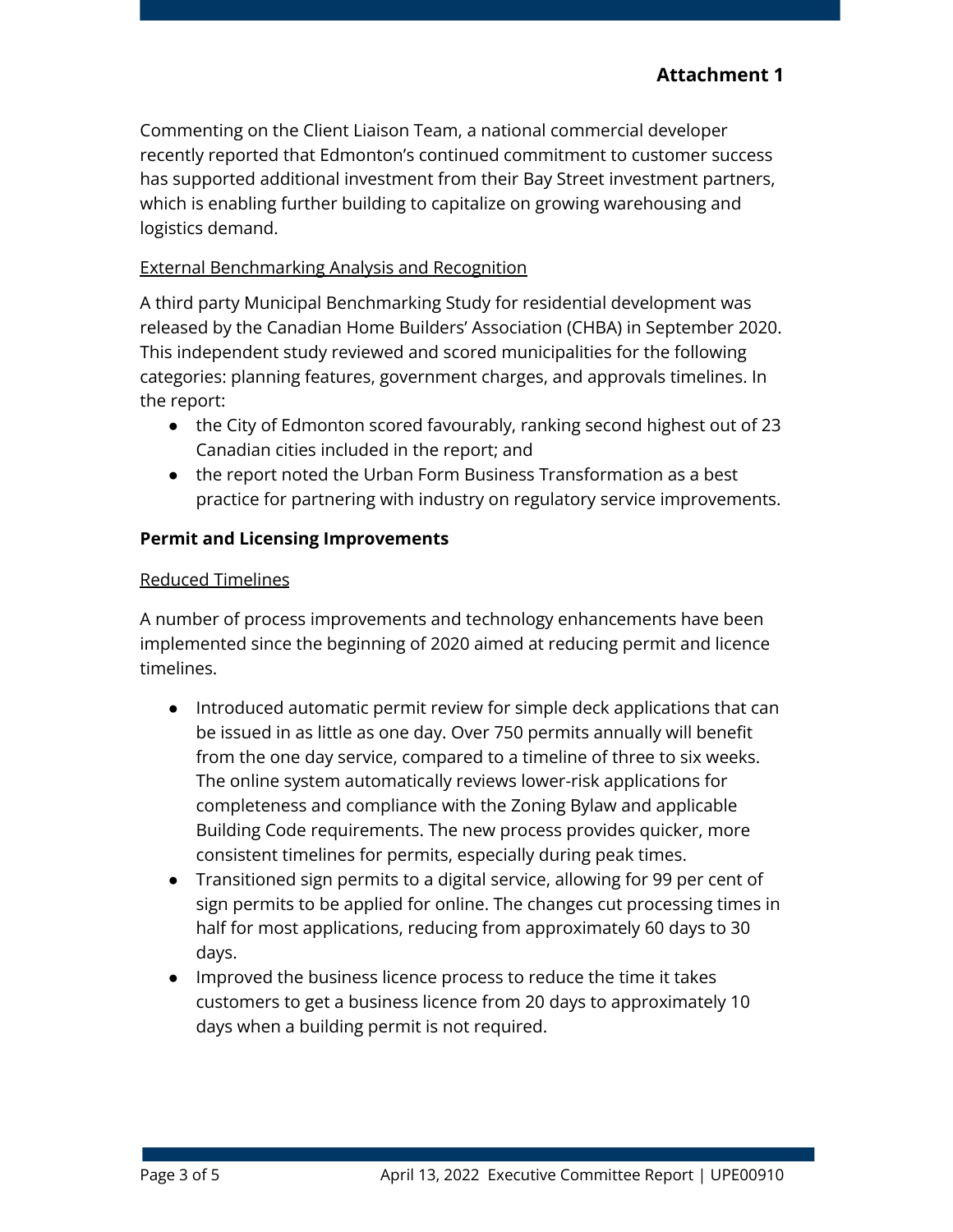**Attachment 1**

Commenting on the Client Liaison Team, a national commercial developer recently reported that Edmonton's continued commitment to customer success has supported additional investment from their Bay Street investment partners, which is enabling further building to capitalize on growing warehousing and logistics demand.

<u>External Benchmarking Analysis and Recognition</u>

A third party Municipal Benchmarking Study for residential development was released by the Canadian Home Builders' Association (CHBA) in September 2020. This independent study reviewed and scored municipalities for the following categories: planning features, government charges, and approvals timelines. In the report:

- the City of Edmonton scored favourably, ranking second highest out of 23 Canadian cities included in the report; and
- the report noted the Urban Form Business Transformation as a best practice for partnering with industry on regulatory service improvements.

**Permit and Licensing Improvements**

<u>Reduced Timelines</u>

A number of process improvements and technology enhancements have been implemented since the beginning of 2020 aimed at reducing permit and licence timelines.

- Introduced automatic permit review for simple deck applications that can be issued in as little as one day. Over 750 permits annually will benefit from the one day service, compared to a timeline of three to six weeks. The online system automatically reviews lower-risk applications for completeness and compliance with the Zoning Bylaw and applicable Building Code requirements. The new process provides quicker, more consistent timelines for permits, especially during peak times.
- Transitioned sign permits to a digital service, allowing for 99 per cent of sign permits to be applied for online. The changes cut processing times in half for most applications, reducing from approximately 60 days to 30 days.
- Improved the business licence process to reduce the time it takes customers to get a business licence from 20 days to approximately 10 days when a building permit is not required.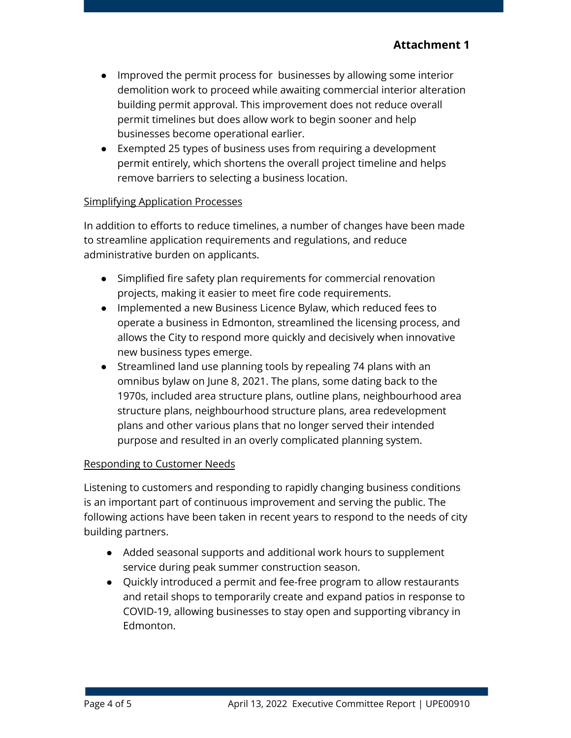**Attachment 1**

- Improved the permit process for businesses by allowing some interior demolition work to proceed while awaiting commercial interior alteration building permit approval. This improvement does not reduce overall permit timelines but does allow work to begin sooner and help businesses become operational earlier.
- Exempted 25 types of business uses from requiring a development permit entirely, which shortens the overall project timeline and helps remove barriers to selecting a business location.

<u>Simplifying Application Processes</u>

In addition to efforts to reduce timelines, a number of changes have been made to streamline application requirements and regulations, and reduce administrative burden on applicants.

- Simplified fire safety plan requirements for commercial renovation projects, making it easier to meet fire code requirements.
- Implemented a new Business Licence Bylaw, which reduced fees to operate a business in Edmonton, streamlined the licensing process, and allows the City to respond more quickly and decisively when innovative new business types emerge.
- Streamlined land use planning tools by repealing 74 plans with an omnibus bylaw on June 8, 2021. The plans, some dating back to the 1970s, included area structure plans, outline plans, neighbourhood area structure plans, neighbourhood structure plans, area redevelopment plans and other various plans that no longer served their intended purpose and resulted in an overly complicated planning system.

<u>Responding to Customer Needs</u>

Listening to customers and responding to rapidly changing business conditions is an important part of continuous improvement and serving the public. The following actions have been taken in recent years to respond to the needs of city building partners.

- Added seasonal supports and additional work hours to supplement service during peak summer construction season.
- Quickly introduced a permit and fee-free program to allow restaurants and retail shops to temporarily create and expand patios in response to COVID-19, allowing businesses to stay open and supporting vibrancy in Edmonton.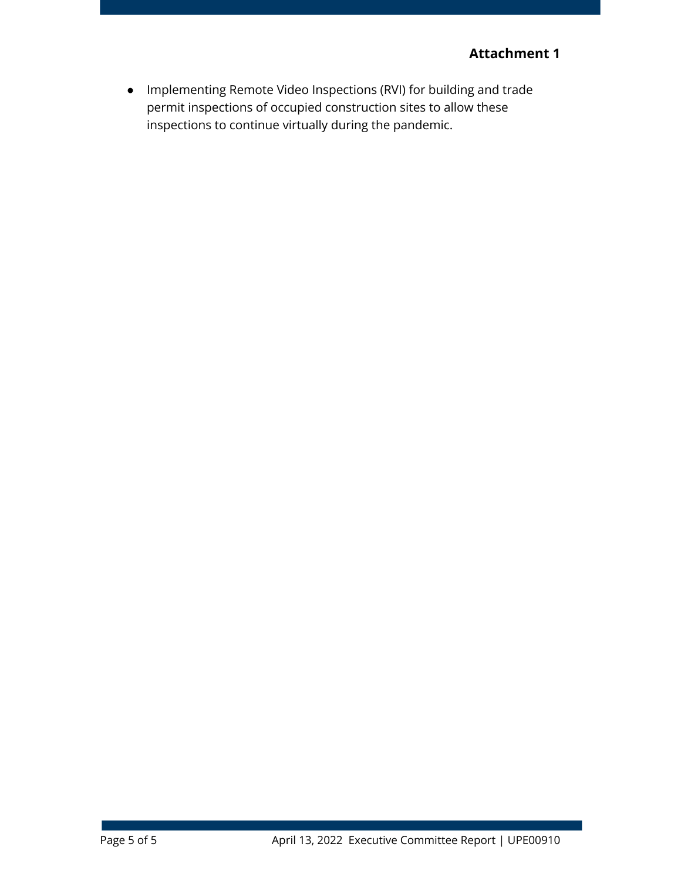- Implementing Remote Video Inspections (RVI) for building and trade permit inspections of occupied construction sites to allow these inspections to continue virtually during the pandemic.